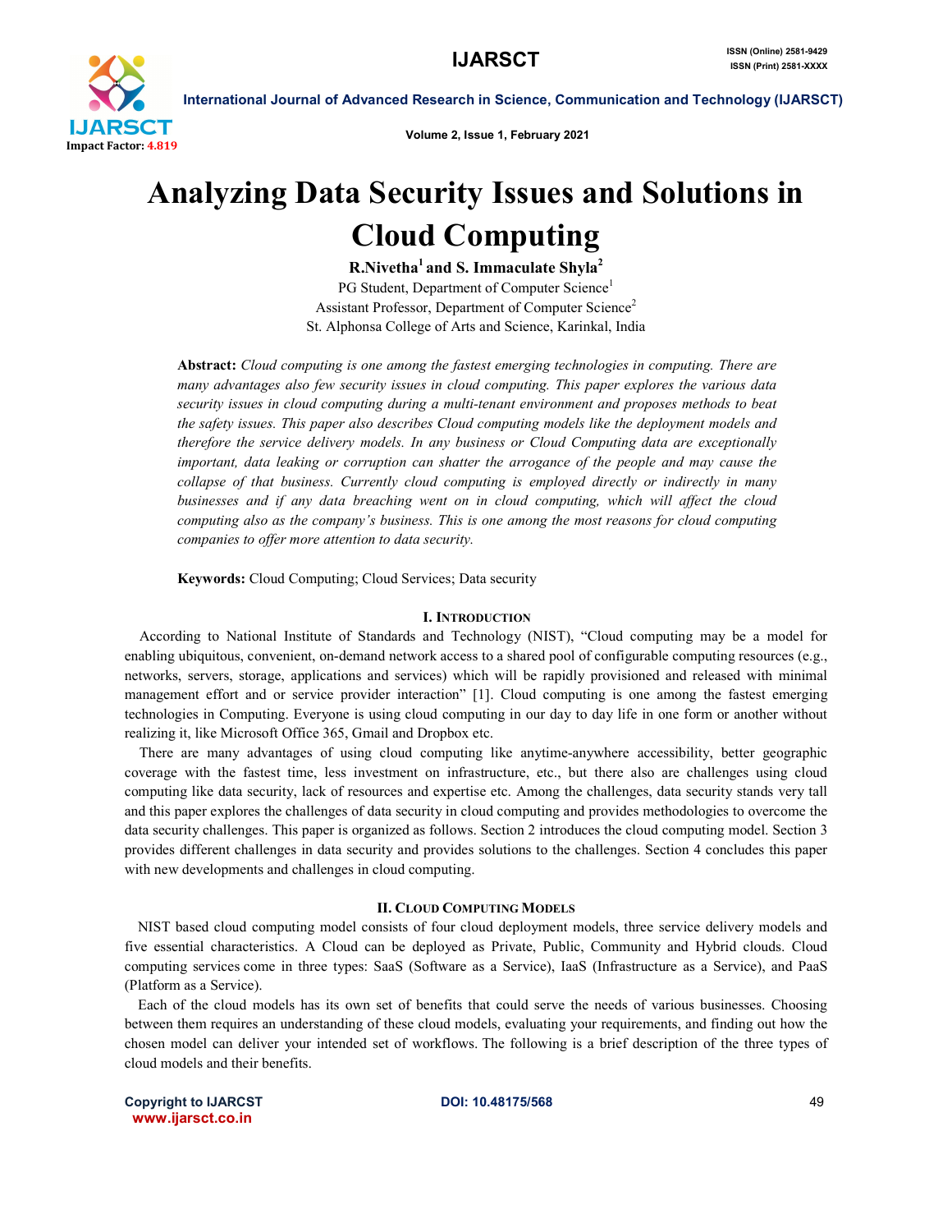# Analyzing Data Security Issues and Solutions in Cloud Computing

**R.Nivetha[1] and S. Immaculate Shyla[2]**

PG Student, Department of Computer Science[1]
Assistant Professor, Department of Computer Science[2]
St. Alphonsa College of Arts and Science, Karinkal, India

**Abstract:** *Cloud computing is one among the fastest emerging technologies in computing. There are many advantages also few security issues in cloud computing. This paper explores the various data security issues in cloud computing during a multi-tenant environment and proposes methods to beat the safety issues. This paper also describes Cloud computing models like the deployment models and therefore the service delivery models. In any business or Cloud Computing data are exceptionally important, data leaking or corruption can shatter the arrogance of the people and may cause the collapse of that business. Currently cloud computing is employed directly or indirectly in many businesses and if any data breaching went on in cloud computing, which will affect the cloud computing also as the company's business. This is one among the most reasons for cloud computing companies to offer more attention to data security.*

**Keywords:** Cloud Computing; Cloud Services; Data security

## I. Introduction

According to National Institute of Standards and Technology (NIST), "Cloud computing may be a model for enabling ubiquitous, convenient, on-demand network access to a shared pool of configurable computing resources (e.g., networks, servers, storage, applications and services) which will be rapidly provisioned and released with minimal management effort and or service provider interaction" [1]. Cloud computing is one among the fastest emerging technologies in Computing. Everyone is using cloud computing in our day to day life in one form or another without realizing it, like Microsoft Office 365, Gmail and Dropbox etc.

There are many advantages of using cloud computing like anytime-anywhere accessibility, better geographic coverage with the fastest time, less investment on infrastructure, etc., but there also are challenges using cloud computing like data security, lack of resources and expertise etc. Among the challenges, data security stands very tall and this paper explores the challenges of data security in cloud computing and provides methodologies to overcome the data security challenges. This paper is organized as follows. Section 2 introduces the cloud computing model. Section 3 provides different challenges in data security and provides solutions to the challenges. Section 4 concludes this paper with new developments and challenges in cloud computing.

## II. Cloud Computing Models

NIST based cloud computing model consists of four cloud deployment models, three service delivery models and five essential characteristics. A Cloud can be deployed as Private, Public, Community and Hybrid clouds. Cloud computing services come in three types: SaaS (Software as a Service), IaaS (Infrastructure as a Service), and PaaS (Platform as a Service).

Each of the cloud models has its own set of benefits that could serve the needs of various businesses. Choosing between them requires an understanding of these cloud models, evaluating your requirements, and finding out how the chosen model can deliver your intended set of workflows. The following is a brief description of the three types of cloud models and their benefits.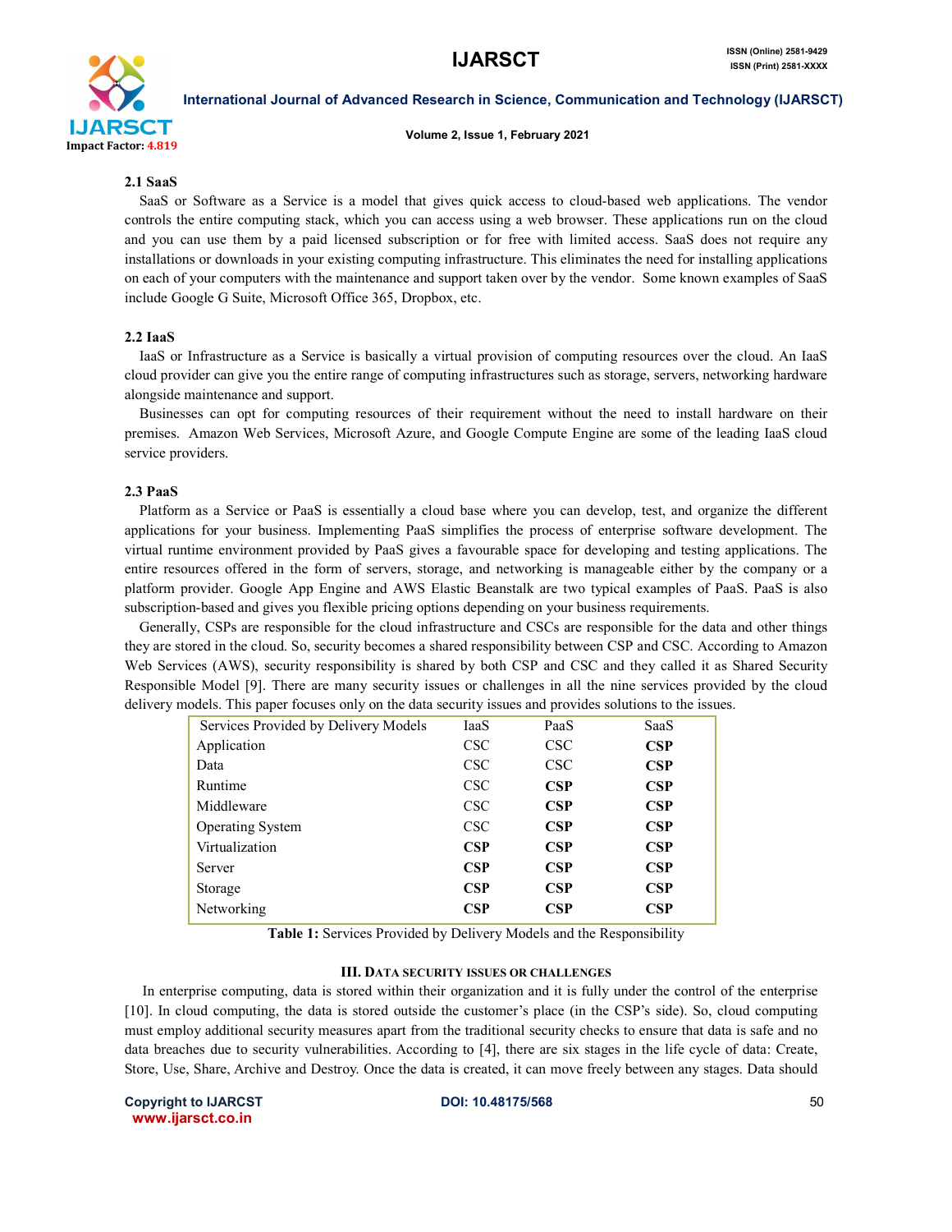### 2.1 SaaS

SaaS or Software as a Service is a model that gives quick access to cloud-based web applications. The vendor controls the entire computing stack, which you can access using a web browser. These applications run on the cloud and you can use them by a paid licensed subscription or for free with limited access. SaaS does not require any installations or downloads in your existing computing infrastructure. This eliminates the need for installing applications on each of your computers with the maintenance and support taken over by the vendor. Some known examples of SaaS include Google G Suite, Microsoft Office 365, Dropbox, etc.

### 2.2 IaaS

IaaS or Infrastructure as a Service is basically a virtual provision of computing resources over the cloud. An IaaS cloud provider can give you the entire range of computing infrastructures such as storage, servers, networking hardware alongside maintenance and support.

Businesses can opt for computing resources of their requirement without the need to install hardware on their premises. Amazon Web Services, Microsoft Azure, and Google Compute Engine are some of the leading IaaS cloud service providers.

### 2.3 PaaS

Platform as a Service or PaaS is essentially a cloud base where you can develop, test, and organize the different applications for your business. Implementing PaaS simplifies the process of enterprise software development. The virtual runtime environment provided by PaaS gives a favourable space for developing and testing applications. The entire resources offered in the form of servers, storage, and networking is manageable either by the company or a platform provider. Google App Engine and AWS Elastic Beanstalk are two typical examples of PaaS. PaaS is also subscription-based and gives you flexible pricing options depending on your business requirements.

Generally, CSPs are responsible for the cloud infrastructure and CSCs are responsible for the data and other things they are stored in the cloud. So, security becomes a shared responsibility between CSP and CSC. According to Amazon Web Services (AWS), security responsibility is shared by both CSP and CSC and they called it as Shared Security Responsible Model [9]. There are many security issues or challenges in all the nine services provided by the cloud delivery models. This paper focuses only on the data security issues and provides solutions to the issues.

| Services Provided by Delivery Models | IaaS | PaaS | SaaS |
|---|---|---|---|
| Application | CSC | CSC | **CSP** |
| Data | CSC | CSC | **CSP** |
| Runtime | CSC | **CSP** | **CSP** |
| Middleware | CSC | **CSP** | **CSP** |
| Operating System | CSC | **CSP** | **CSP** |
| Virtualization | **CSP** | **CSP** | **CSP** |
| Server | **CSP** | **CSP** | **CSP** |
| Storage | **CSP** | **CSP** | **CSP** |
| Networking | **CSP** | **CSP** | **CSP** |

**Table 1:** Services Provided by Delivery Models and the Responsibility

## III. DATA SECURITY ISSUES OR CHALLENGES

In enterprise computing, data is stored within their organization and it is fully under the control of the enterprise [10]. In cloud computing, the data is stored outside the customer's place (in the CSP's side). So, cloud computing must employ additional security measures apart from the traditional security checks to ensure that data is safe and no data breaches due to security vulnerabilities. According to [4], there are six stages in the life cycle of data: Create, Store, Use, Share, Archive and Destroy. Once the data is created, it can move freely between any stages. Data should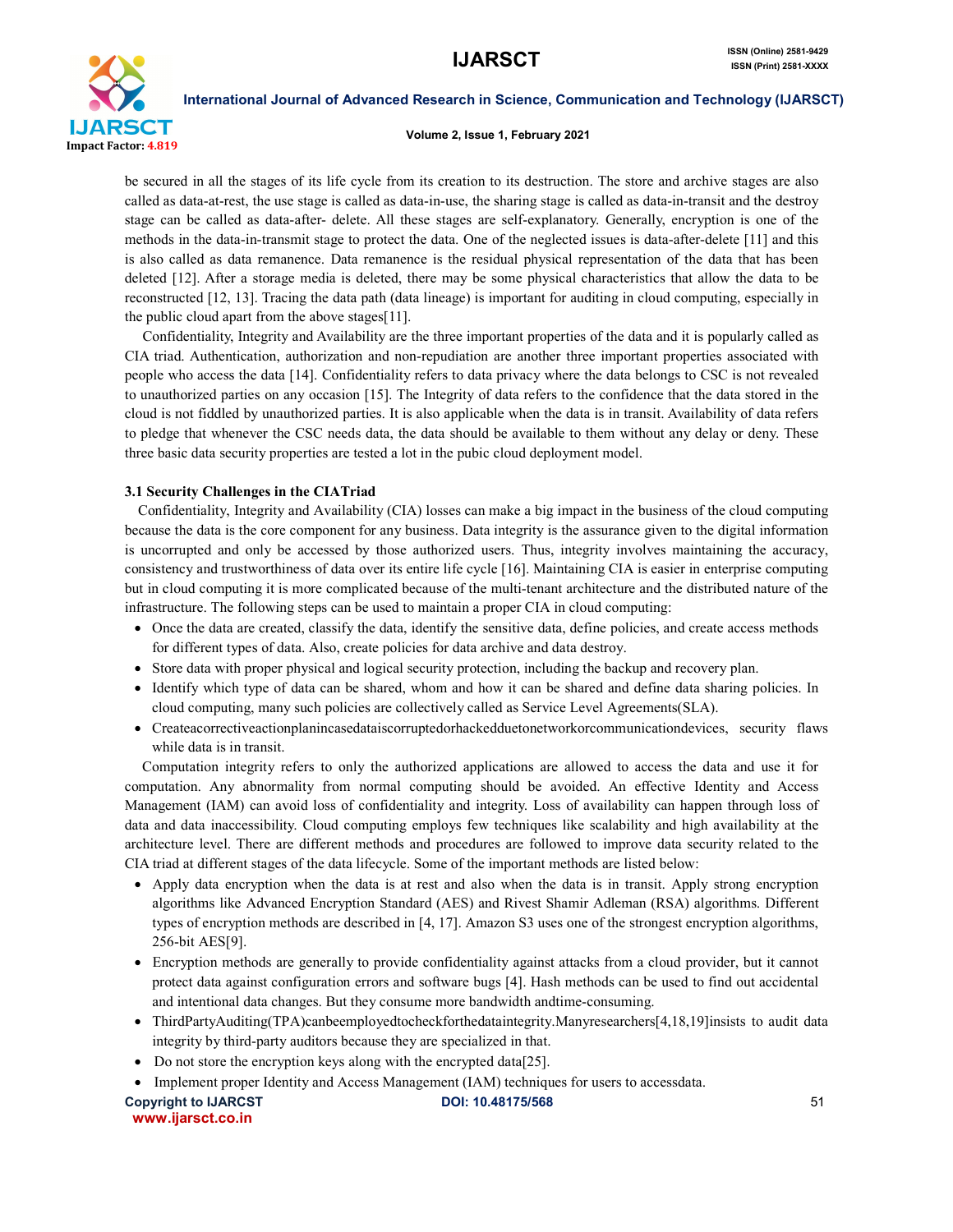be secured in all the stages of its life cycle from its creation to its destruction. The store and archive stages are also called as data-at-rest, the use stage is called as data-in-use, the sharing stage is called as data-in-transit and the destroy stage can be called as data-after- delete. All these stages are self-explanatory. Generally, encryption is one of the methods in the data-in-transmit stage to protect the data. One of the neglected issues is data-after-delete [11] and this is also called as data remanence. Data remanence is the residual physical representation of the data that has been deleted [12]. After a storage media is deleted, there may be some physical characteristics that allow the data to be reconstructed [12, 13]. Tracing the data path (data lineage) is important for auditing in cloud computing, especially in the public cloud apart from the above stages[11].

Confidentiality, Integrity and Availability are the three important properties of the data and it is popularly called as CIA triad. Authentication, authorization and non-repudiation are another three important properties associated with people who access the data [14]. Confidentiality refers to data privacy where the data belongs to CSC is not revealed to unauthorized parties on any occasion [15]. The Integrity of data refers to the confidence that the data stored in the cloud is not fiddled by unauthorized parties. It is also applicable when the data is in transit. Availability of data refers to pledge that whenever the CSC needs data, the data should be available to them without any delay or deny. These three basic data security properties are tested a lot in the pubic cloud deployment model.

### 3.1 Security Challenges in the CIATriad

Confidentiality, Integrity and Availability (CIA) losses can make a big impact in the business of the cloud computing because the data is the core component for any business. Data integrity is the assurance given to the digital information is uncorrupted and only be accessed by those authorized users. Thus, integrity involves maintaining the accuracy, consistency and trustworthiness of data over its entire life cycle [16]. Maintaining CIA is easier in enterprise computing but in cloud computing it is more complicated because of the multi-tenant architecture and the distributed nature of the infrastructure. The following steps can be used to maintain a proper CIA in cloud computing:

- Once the data are created, classify the data, identify the sensitive data, define policies, and create access methods for different types of data. Also, create policies for data archive and data destroy.
- Store data with proper physical and logical security protection, including the backup and recovery plan.
- Identify which type of data can be shared, whom and how it can be shared and define data sharing policies. In cloud computing, many such policies are collectively called as Service Level Agreements(SLA).
- Createacorrectiveactionplanincasedataiscorruptedorhackedduetonetworkorcommunicationdevices, security flaws while data is in transit.

Computation integrity refers to only the authorized applications are allowed to access the data and use it for computation. Any abnormality from normal computing should be avoided. An effective Identity and Access Management (IAM) can avoid loss of confidentiality and integrity. Loss of availability can happen through loss of data and data inaccessibility. Cloud computing employs few techniques like scalability and high availability at the architecture level. There are different methods and procedures are followed to improve data security related to the CIA triad at different stages of the data lifecycle. Some of the important methods are listed below:

- Apply data encryption when the data is at rest and also when the data is in transit. Apply strong encryption algorithms like Advanced Encryption Standard (AES) and Rivest Shamir Adleman (RSA) algorithms. Different types of encryption methods are described in [4, 17]. Amazon S3 uses one of the strongest encryption algorithms, 256-bit AES[9].
- Encryption methods are generally to provide confidentiality against attacks from a cloud provider, but it cannot protect data against configuration errors and software bugs [4]. Hash methods can be used to find out accidental and intentional data changes. But they consume more bandwidth andtime-consuming.
- ThirdPartyAuditing(TPA)canbeemployedtocheckforthedataintegrity.Manyresearchers[4,18,19]insists to audit data integrity by third-party auditors because they are specialized in that.
- Do not store the encryption keys along with the encrypted data[25].
- Implement proper Identity and Access Management (IAM) techniques for users to accessdata.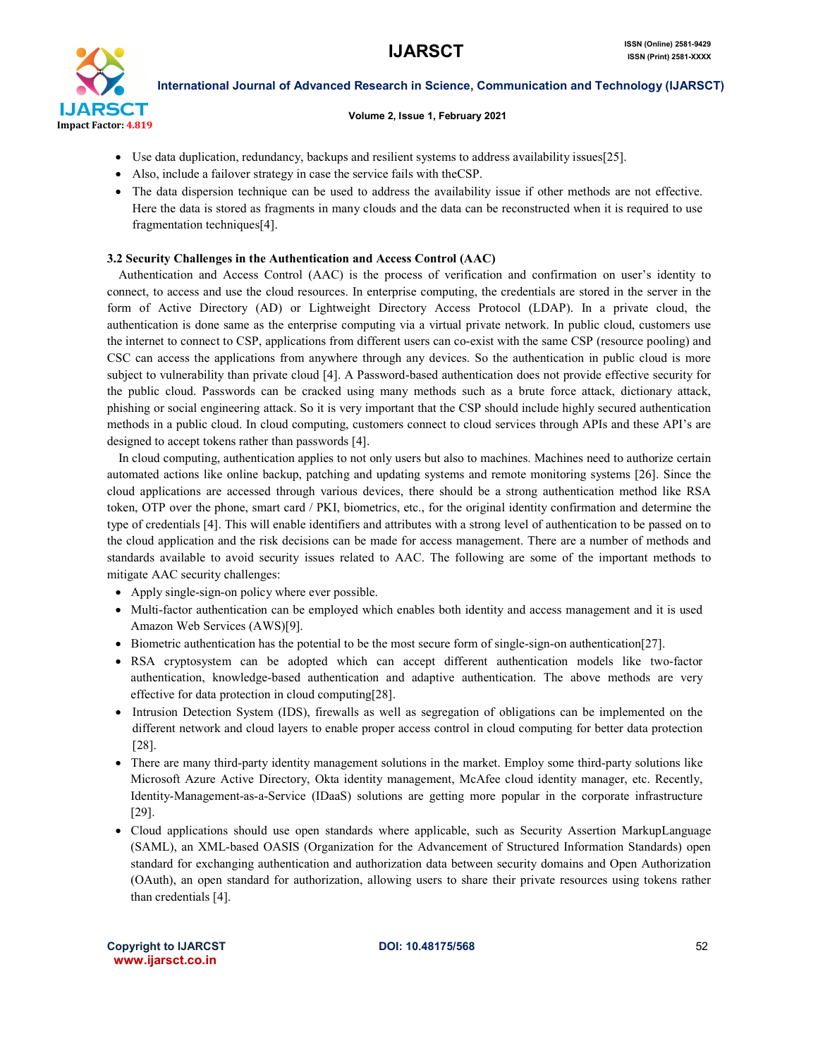- Use data duplication, redundancy, backups and resilient systems to address availability issues[25].
- Also, include a failover strategy in case the service fails with theCSP.
- The data dispersion technique can be used to address the availability issue if other methods are not effective. Here the data is stored as fragments in many clouds and the data can be reconstructed when it is required to use fragmentation techniques[4].

### 3.2 Security Challenges in the Authentication and Access Control (AAC)

Authentication and Access Control (AAC) is the process of verification and confirmation on user's identity to connect, to access and use the cloud resources. In enterprise computing, the credentials are stored in the server in the form of Active Directory (AD) or Lightweight Directory Access Protocol (LDAP). In a private cloud, the authentication is done same as the enterprise computing via a virtual private network. In public cloud, customers use the internet to connect to CSP, applications from different users can co-exist with the same CSP (resource pooling) and CSC can access the applications from anywhere through any devices. So the authentication in public cloud is more subject to vulnerability than private cloud [4]. A Password-based authentication does not provide effective security for the public cloud. Passwords can be cracked using many methods such as a brute force attack, dictionary attack, phishing or social engineering attack. So it is very important that the CSP should include highly secured authentication methods in a public cloud. In cloud computing, customers connect to cloud services through APIs and these API's are designed to accept tokens rather than passwords [4].

In cloud computing, authentication applies to not only users but also to machines. Machines need to authorize certain automated actions like online backup, patching and updating systems and remote monitoring systems [26]. Since the cloud applications are accessed through various devices, there should be a strong authentication method like RSA token, OTP over the phone, smart card / PKI, biometrics, etc., for the original identity confirmation and determine the type of credentials [4]. This will enable identifiers and attributes with a strong level of authentication to be passed on to the cloud application and the risk decisions can be made for access management. There are a number of methods and standards available to avoid security issues related to AAC. The following are some of the important methods to mitigate AAC security challenges:

- Apply single-sign-on policy where ever possible.
- Multi-factor authentication can be employed which enables both identity and access management and it is used Amazon Web Services (AWS)[9].
- Biometric authentication has the potential to be the most secure form of single-sign-on authentication[27].
- RSA cryptosystem can be adopted which can accept different authentication models like two-factor authentication, knowledge-based authentication and adaptive authentication. The above methods are very effective for data protection in cloud computing[28].
- Intrusion Detection System (IDS), firewalls as well as segregation of obligations can be implemented on the different network and cloud layers to enable proper access control in cloud computing for better data protection [28].
- There are many third-party identity management solutions in the market. Employ some third-party solutions like Microsoft Azure Active Directory, Okta identity management, McAfee cloud identity manager, etc. Recently, Identity-Management-as-a-Service (IDaaS) solutions are getting more popular in the corporate infrastructure [29].
- Cloud applications should use open standards where applicable, such as Security Assertion MarkupLanguage (SAML), an XML-based OASIS (Organization for the Advancement of Structured Information Standards) open standard for exchanging authentication and authorization data between security domains and Open Authorization (OAuth), an open standard for authorization, allowing users to share their private resources using tokens rather than credentials [4].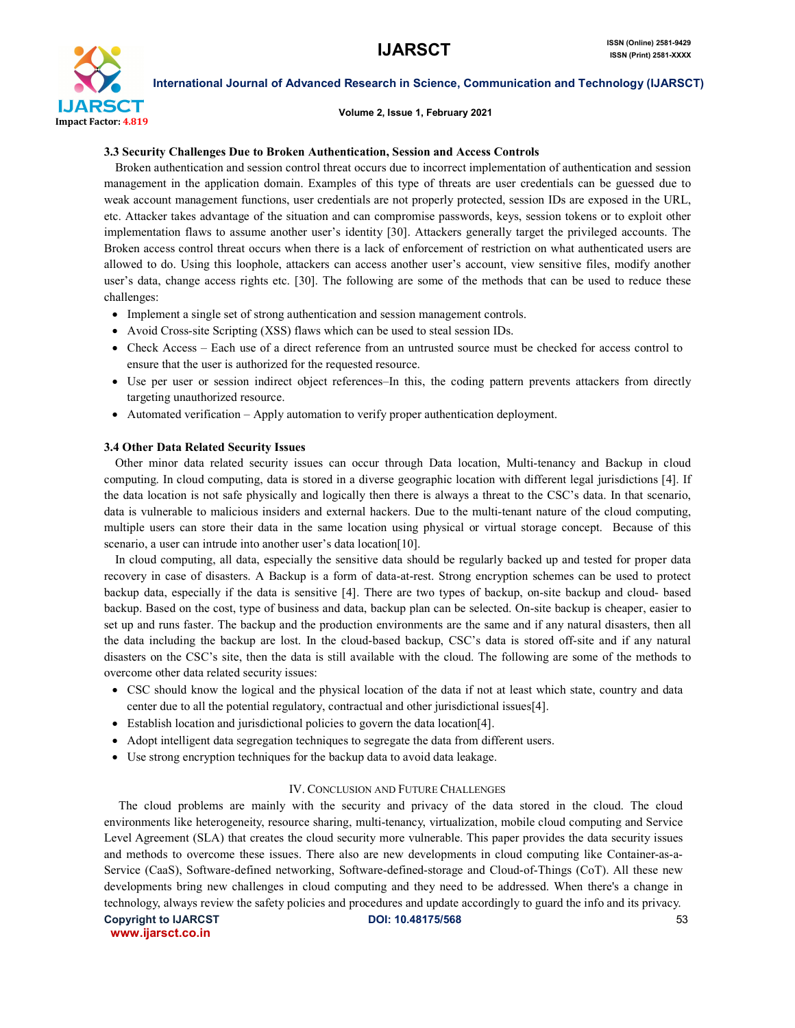### 3.3 Security Challenges Due to Broken Authentication, Session and Access Controls

Broken authentication and session control threat occurs due to incorrect implementation of authentication and session management in the application domain. Examples of this type of threats are user credentials can be guessed due to weak account management functions, user credentials are not properly protected, session IDs are exposed in the URL, etc. Attacker takes advantage of the situation and can compromise passwords, keys, session tokens or to exploit other implementation flaws to assume another user's identity [30]. Attackers generally target the privileged accounts. The Broken access control threat occurs when there is a lack of enforcement of restriction on what authenticated users are allowed to do. Using this loophole, attackers can access another user's account, view sensitive files, modify another user's data, change access rights etc. [30]. The following are some of the methods that can be used to reduce these challenges:

- Implement a single set of strong authentication and session management controls.
- Avoid Cross-site Scripting (XSS) flaws which can be used to steal session IDs.
- Check Access – Each use of a direct reference from an untrusted source must be checked for access control to ensure that the user is authorized for the requested resource.
- Use per user or session indirect object references–In this, the coding pattern prevents attackers from directly targeting unauthorized resource.
- Automated verification – Apply automation to verify proper authentication deployment.

### 3.4 Other Data Related Security Issues

Other minor data related security issues can occur through Data location, Multi-tenancy and Backup in cloud computing. In cloud computing, data is stored in a diverse geographic location with different legal jurisdictions [4]. If the data location is not safe physically and logically then there is always a threat to the CSC's data. In that scenario, data is vulnerable to malicious insiders and external hackers. Due to the multi-tenant nature of the cloud computing, multiple users can store their data in the same location using physical or virtual storage concept. Because of this scenario, a user can intrude into another user's data location[10].

In cloud computing, all data, especially the sensitive data should be regularly backed up and tested for proper data recovery in case of disasters. A Backup is a form of data-at-rest. Strong encryption schemes can be used to protect backup data, especially if the data is sensitive [4]. There are two types of backup, on-site backup and cloud- based backup. Based on the cost, type of business and data, backup plan can be selected. On-site backup is cheaper, easier to set up and runs faster. The backup and the production environments are the same and if any natural disasters, then all the data including the backup are lost. In the cloud-based backup, CSC's data is stored off-site and if any natural disasters on the CSC's site, then the data is still available with the cloud. The following are some of the methods to overcome other data related security issues:

- CSC should know the logical and the physical location of the data if not at least which state, country and data center due to all the potential regulatory, contractual and other jurisdictional issues[4].
- Establish location and jurisdictional policies to govern the data location[4].
- Adopt intelligent data segregation techniques to segregate the data from different users.
- Use strong encryption techniques for the backup data to avoid data leakage.

## IV. Conclusion and Future Challenges

The cloud problems are mainly with the security and privacy of the data stored in the cloud. The cloud environments like heterogeneity, resource sharing, multi-tenancy, virtualization, mobile cloud computing and Service Level Agreement (SLA) that creates the cloud security more vulnerable. This paper provides the data security issues and methods to overcome these issues. There also are new developments in cloud computing like Container-as-a-Service (CaaS), Software-defined networking, Software-defined-storage and Cloud-of-Things (CoT). All these new developments bring new challenges in cloud computing and they need to be addressed. When there's a change in technology, always review the safety policies and procedures and update accordingly to guard the info and its privacy.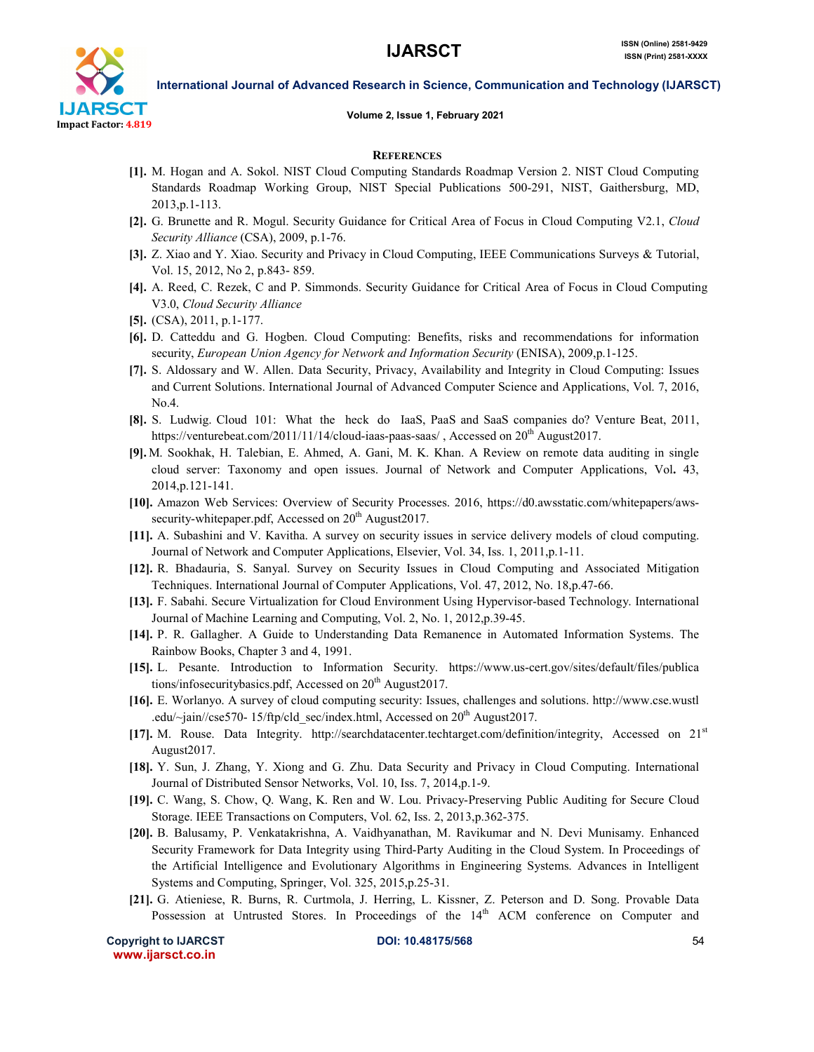## REFERENCES

[1]. M. Hogan and A. Sokol. NIST Cloud Computing Standards Roadmap Version 2. NIST Cloud Computing Standards Roadmap Working Group, NIST Special Publications 500-291, NIST, Gaithersburg, MD, 2013,p.1-113.

[2]. G. Brunette and R. Mogul. Security Guidance for Critical Area of Focus in Cloud Computing V2.1, *Cloud Security Alliance* (CSA), 2009, p.1-76.

[3]. Z. Xiao and Y. Xiao. Security and Privacy in Cloud Computing, IEEE Communications Surveys & Tutorial, Vol. 15, 2012, No 2, p.843- 859.

[4]. A. Reed, C. Rezek, C and P. Simmonds. Security Guidance for Critical Area of Focus in Cloud Computing V3.0, *Cloud Security Alliance*

[5]. (CSA), 2011, p.1-177.

[6]. D. Catteddu and G. Hogben. Cloud Computing: Benefits, risks and recommendations for information security, *European Union Agency for Network and Information Security* (ENISA), 2009,p.1-125.

[7]. S. Aldossary and W. Allen. Data Security, Privacy, Availability and Integrity in Cloud Computing: Issues and Current Solutions. International Journal of Advanced Computer Science and Applications, Vol. 7, 2016, No.4.

[8]. S. Ludwig. Cloud 101: What the heck do IaaS, PaaS and SaaS companies do? Venture Beat, 2011, https://venturebeat.com/2011/11/14/cloud-iaas-paas-saas/ , Accessed on 20th August2017.

[9]. M. Sookhak, H. Talebian, E. Ahmed, A. Gani, M. K. Khan. A Review on remote data auditing in single cloud server: Taxonomy and open issues. Journal of Network and Computer Applications, Vol**.** 43, 2014,p.121-141.

[10]. Amazon Web Services: Overview of Security Processes. 2016, https://d0.awsstatic.com/whitepapers/aws-security-whitepaper.pdf, Accessed on 20th August2017.

[11]. A. Subashini and V. Kavitha. A survey on security issues in service delivery models of cloud computing. Journal of Network and Computer Applications, Elsevier, Vol. 34, Iss. 1, 2011,p.1-11.

[12]. R. Bhadauria, S. Sanyal. Survey on Security Issues in Cloud Computing and Associated Mitigation Techniques. International Journal of Computer Applications, Vol. 47, 2012, No. 18,p.47-66.

[13]. F. Sabahi. Secure Virtualization for Cloud Environment Using Hypervisor-based Technology. International Journal of Machine Learning and Computing, Vol. 2, No. 1, 2012,p.39-45.

[14]. P. R. Gallagher. A Guide to Understanding Data Remanence in Automated Information Systems. The Rainbow Books, Chapter 3 and 4, 1991.

[15]. L. Pesante. Introduction to Information Security. https://www.us-cert.gov/sites/default/files/publications/infosecuritybasics.pdf, Accessed on 20th August2017.

[16]. E. Worlanyo. A survey of cloud computing security: Issues, challenges and solutions. http://www.cse.wustl.edu/~jain//cse570- 15/ftp/cld_sec/index.html, Accessed on 20th August2017.

[17]. M. Rouse. Data Integrity. http://searchdatacenter.techtarget.com/definition/integrity, Accessed on 21st August2017.

[18]. Y. Sun, J. Zhang, Y. Xiong and G. Zhu. Data Security and Privacy in Cloud Computing. International Journal of Distributed Sensor Networks, Vol. 10, Iss. 7, 2014,p.1-9.

[19]. C. Wang, S. Chow, Q. Wang, K. Ren and W. Lou. Privacy-Preserving Public Auditing for Secure Cloud Storage. IEEE Transactions on Computers, Vol. 62, Iss. 2, 2013,p.362-375.

[20]. B. Balusamy, P. Venkatakrishna, A. Vaidhyanathan, M. Ravikumar and N. Devi Munisamy. Enhanced Security Framework for Data Integrity using Third-Party Auditing in the Cloud System. In Proceedings of the Artificial Intelligence and Evolutionary Algorithms in Engineering Systems. Advances in Intelligent Systems and Computing, Springer, Vol. 325, 2015,p.25-31.

[21]. G. Atieniese, R. Burns, R. Curtmola, J. Herring, L. Kissner, Z. Peterson and D. Song. Provable Data Possession at Untrusted Stores. In Proceedings of the 14th ACM conference on Computer and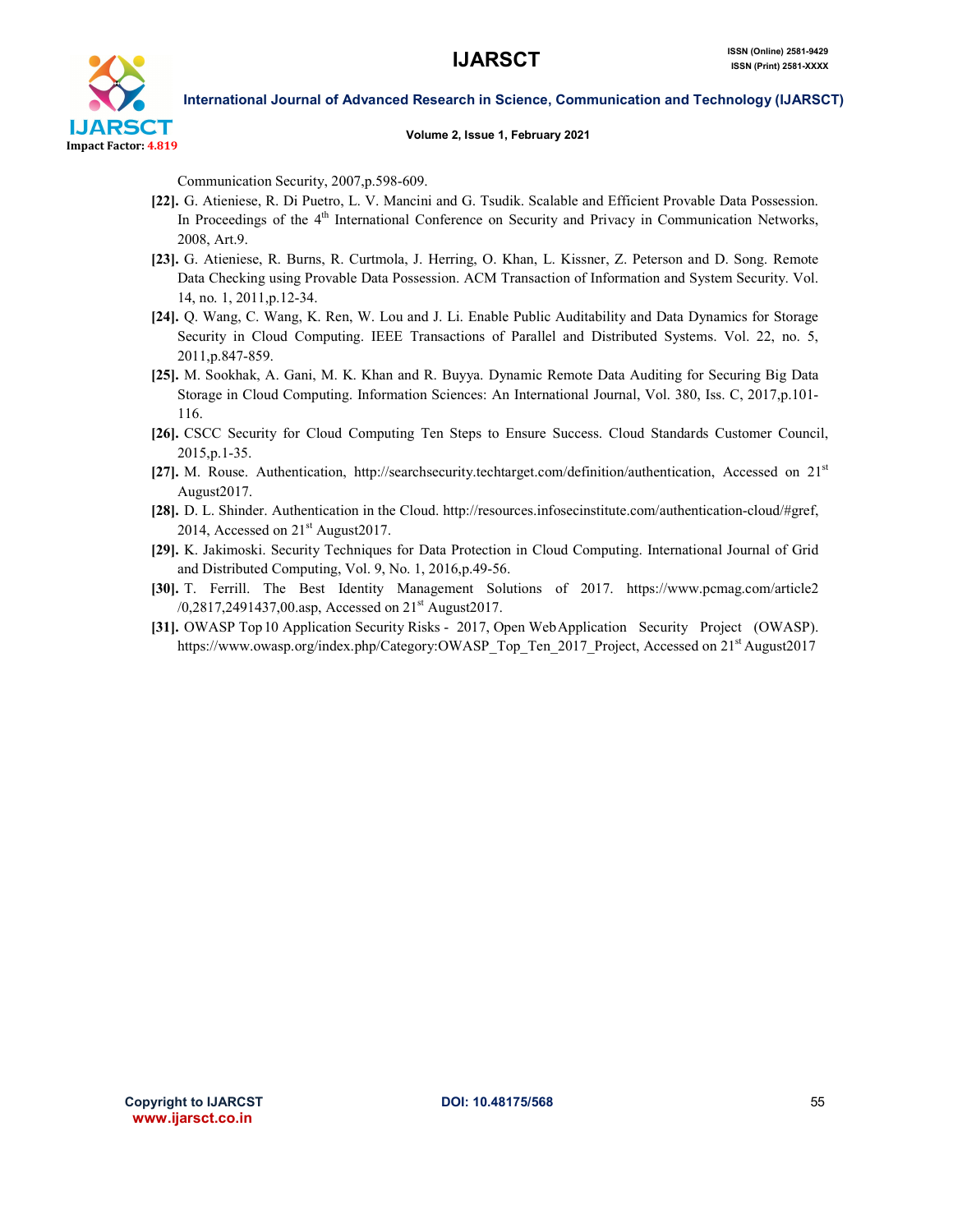Communication Security, 2007,p.598-609.

**[22].** G. Atieniese, R. Di Puetro, L. V. Mancini and G. Tsudik. Scalable and Efficient Provable Data Possession. In Proceedings of the 4th International Conference on Security and Privacy in Communication Networks, 2008, Art.9.

**[23].** G. Atieniese, R. Burns, R. Curtmola, J. Herring, O. Khan, L. Kissner, Z. Peterson and D. Song. Remote Data Checking using Provable Data Possession. ACM Transaction of Information and System Security. Vol. 14, no. 1, 2011,p.12-34.

**[24].** Q. Wang, C. Wang, K. Ren, W. Lou and J. Li. Enable Public Auditability and Data Dynamics for Storage Security in Cloud Computing. IEEE Transactions of Parallel and Distributed Systems. Vol. 22, no. 5, 2011,p.847-859.

**[25].** M. Sookhak, A. Gani, M. K. Khan and R. Buyya. Dynamic Remote Data Auditing for Securing Big Data Storage in Cloud Computing. Information Sciences: An International Journal, Vol. 380, Iss. C, 2017,p.101-116.

**[26].** CSCC Security for Cloud Computing Ten Steps to Ensure Success. Cloud Standards Customer Council, 2015,p.1-35.

**[27].** M. Rouse. Authentication, http://searchsecurity.techtarget.com/definition/authentication, Accessed on 21st August2017.

**[28].** D. L. Shinder. Authentication in the Cloud. http://resources.infosecinstitute.com/authentication-cloud/#gref, 2014, Accessed on 21st August2017.

**[29].** K. Jakimoski. Security Techniques for Data Protection in Cloud Computing. International Journal of Grid and Distributed Computing, Vol. 9, No. 1, 2016,p.49-56.

**[30].** T. Ferrill. The Best Identity Management Solutions of 2017. https://www.pcmag.com/article2/0,2817,2491437,00.asp, Accessed on 21st August2017.

**[31].** OWASP Top 10 Application Security Risks - 2017, Open Web Application Security Project (OWASP). https://www.owasp.org/index.php/Category:OWASP_Top_Ten_2017_Project, Accessed on 21st August2017